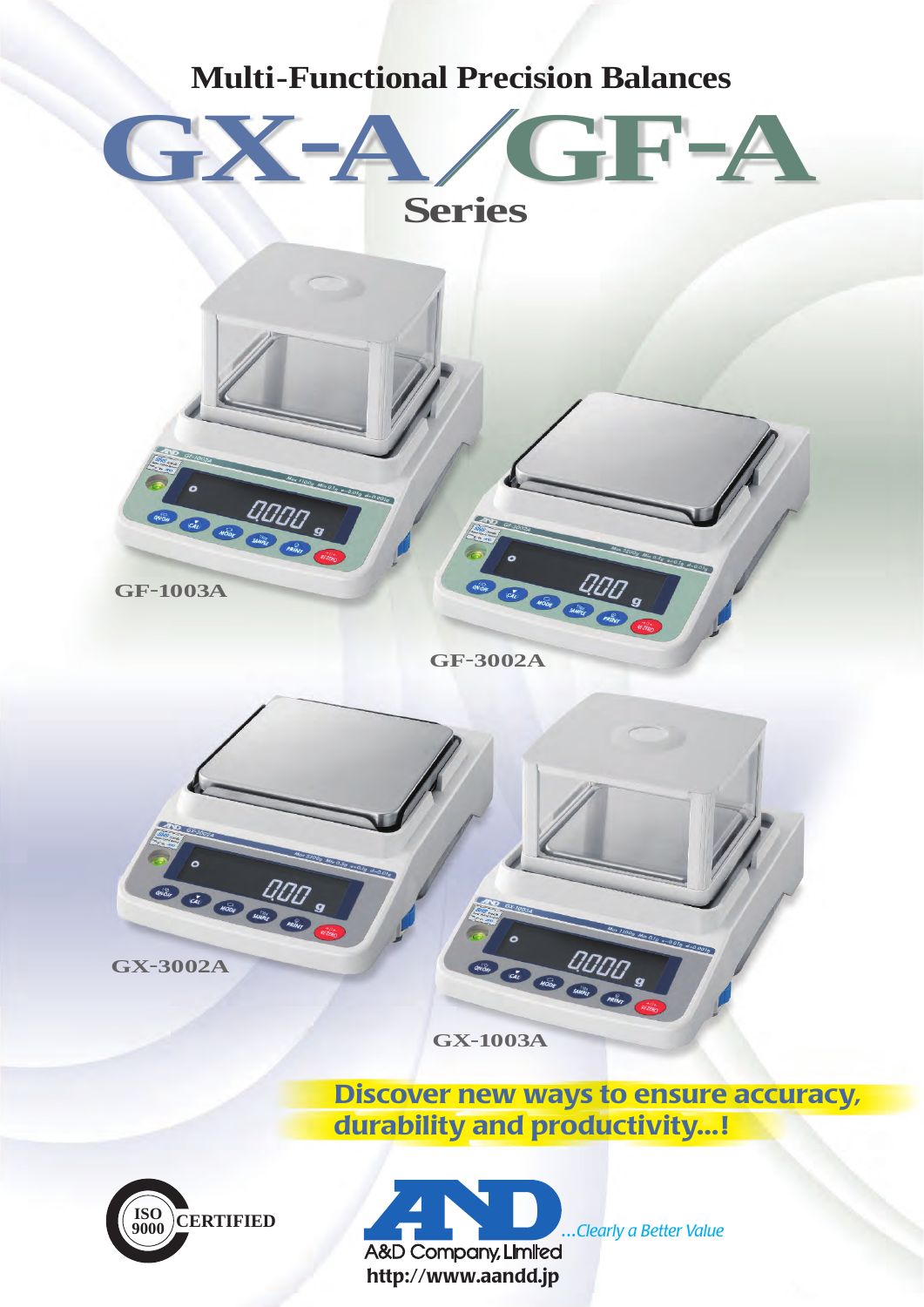# Multi-Functional Precision Balances

# GX-A/GF-A Series

GF-1003A

GF-3002A

GX-3002A

GX-1003A

**Discover new ways to ensure accuracy, durability and productivity...!**

ISO 9000 CERTIFIED

A&D Company, Limited

*...Clearly a Better Value*

**http://www.aandd.jp**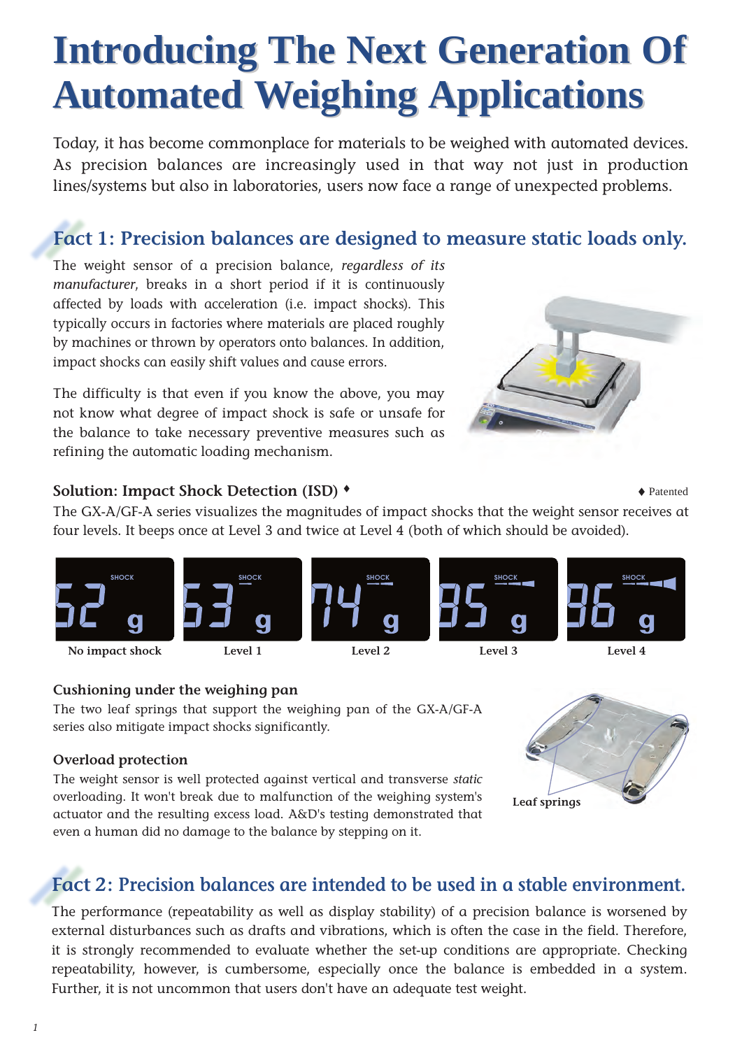# Introducing The Next Generation Of Automated Weighing Applications

Today, it has become commonplace for materials to be weighed with automated devices. As precision balances are increasingly used in that way not just in production lines/systems but also in laboratories, users now face a range of unexpected problems.

## Fact 1: Precision balances are designed to measure static loads only.

The weight sensor of a precision balance, *regardless of its manufacturer*, breaks in a short period if it is continuously affected by loads with acceleration (i.e. impact shocks). This typically occurs in factories where materials are placed roughly by machines or thrown by operators onto balances. In addition, impact shocks can easily shift values and cause errors.

The difficulty is that even if you know the above, you may not know what degree of impact shock is safe or unsafe for the balance to take necessary preventive measures such as refining the automatic loading mechanism.

### Solution: Impact Shock Detection (ISD) ♦

♦ Patented

The GX-A/GF-A series visualizes the magnitudes of impact shocks that the weight sensor receives at four levels. It beeps once at Level 3 and twice at Level 4 (both of which should be avoided).

No impact shock | Level 1 | Level 2 | Level 3 | Level 4

#### Cushioning under the weighing pan

The two leaf springs that support the weighing pan of the GX-A/GF-A series also mitigate impact shocks significantly.

#### Overload protection

The weight sensor is well protected against vertical and transverse *static* overloading. It won't break due to malfunction of the weighing system's actuator and the resulting excess load. A&D's testing demonstrated that even a human did no damage to the balance by stepping on it.

Leaf springs

## Fact 2: Precision balances are intended to be used in a stable environment.

The performance (repeatability as well as display stability) of a precision balance is worsened by external disturbances such as drafts and vibrations, which is often the case in the field. Therefore, it is strongly recommended to evaluate whether the set-up conditions are appropriate. Checking repeatability, however, is cumbersome, especially once the balance is embedded in a system. Further, it is not uncommon that users don't have an adequate test weight.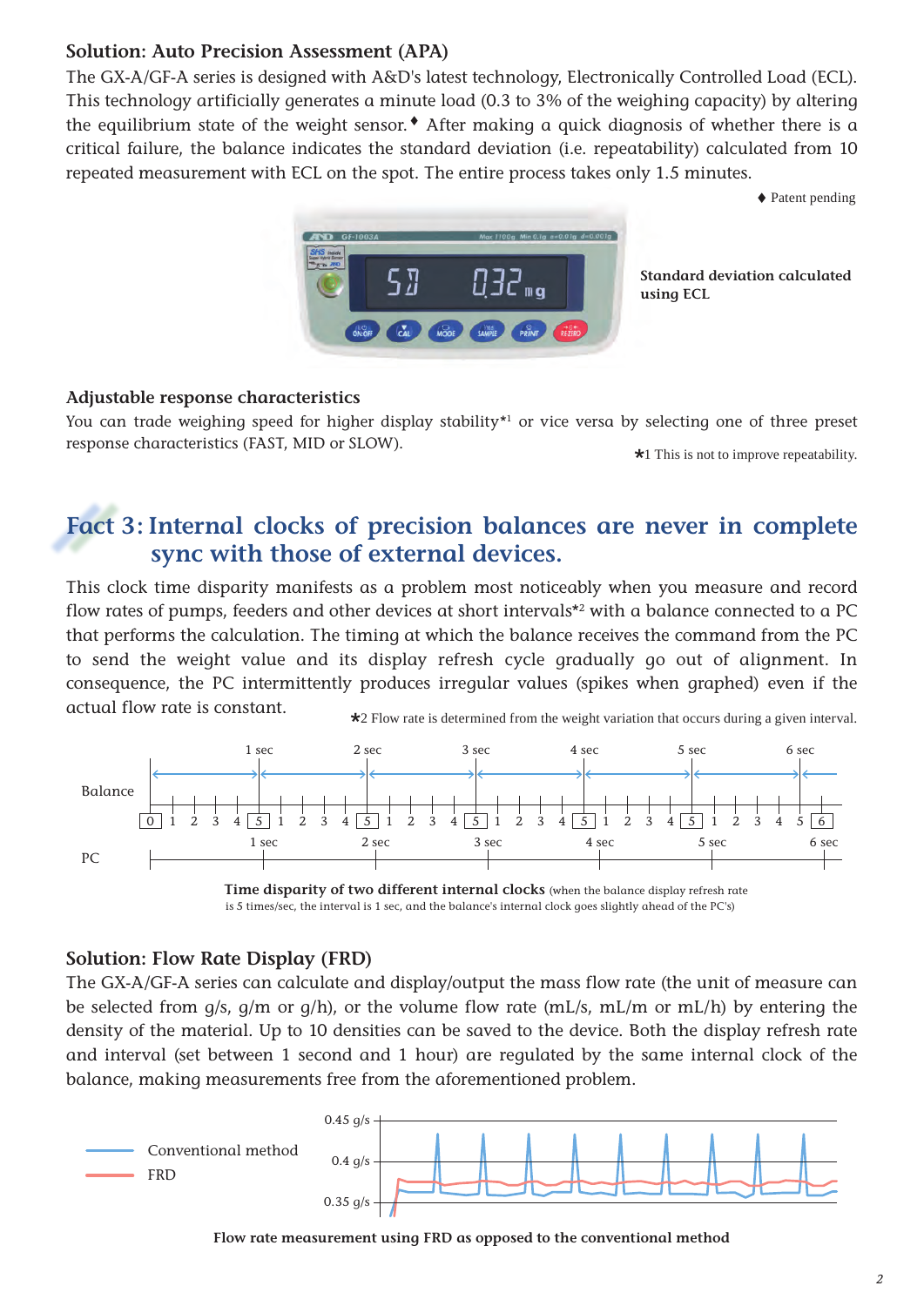### Solution: Auto Precision Assessment (APA)

The GX-A/GF-A series is designed with A&D's latest technology, Electronically Controlled Load (ECL). This technology artificially generates a minute load (0.3 to 3% of the weighing capacity) by altering the equilibrium state of the weight sensor.♦ After making a quick diagnosis of whether there is a critical failure, the balance indicates the standard deviation (i.e. repeatability) calculated from 10 repeated measurement with ECL on the spot. The entire process takes only 1.5 minutes.

♦ Patent pending

**Standard deviation calculated using ECL**

### Adjustable response characteristics

You can trade weighing speed for higher display stability*1 or vice versa by selecting one of three preset response characteristics (FAST, MID or SLOW).

*1 This is not to improve repeatability.

## Fact 3: Internal clocks of precision balances are never in complete sync with those of external devices.

This clock time disparity manifests as a problem most noticeably when you measure and record flow rates of pumps, feeders and other devices at short intervals*2 with a balance connected to a PC that performs the calculation. The timing at which the balance receives the command from the PC to send the weight value and its display refresh cycle gradually go out of alignment. In consequence, the PC intermittently produces irregular values (spikes when graphed) even if the actual flow rate is constant.

*2 Flow rate is determined from the weight variation that occurs during a given interval.

**Time disparity of two different internal clocks** (when the balance display refresh rate is 5 times/sec, the interval is 1 sec, and the balance's internal clock goes slightly ahead of the PC's)

### Solution: Flow Rate Display (FRD)

The GX-A/GF-A series can calculate and display/output the mass flow rate (the unit of measure can be selected from g/s, g/m or g/h), or the volume flow rate (mL/s, mL/m or mL/h) by entering the density of the material. Up to 10 densities can be saved to the device. Both the display refresh rate and interval (set between 1 second and 1 hour) are regulated by the same internal clock of the balance, making measurements free from the aforementioned problem.

**Flow rate measurement using FRD as opposed to the conventional method**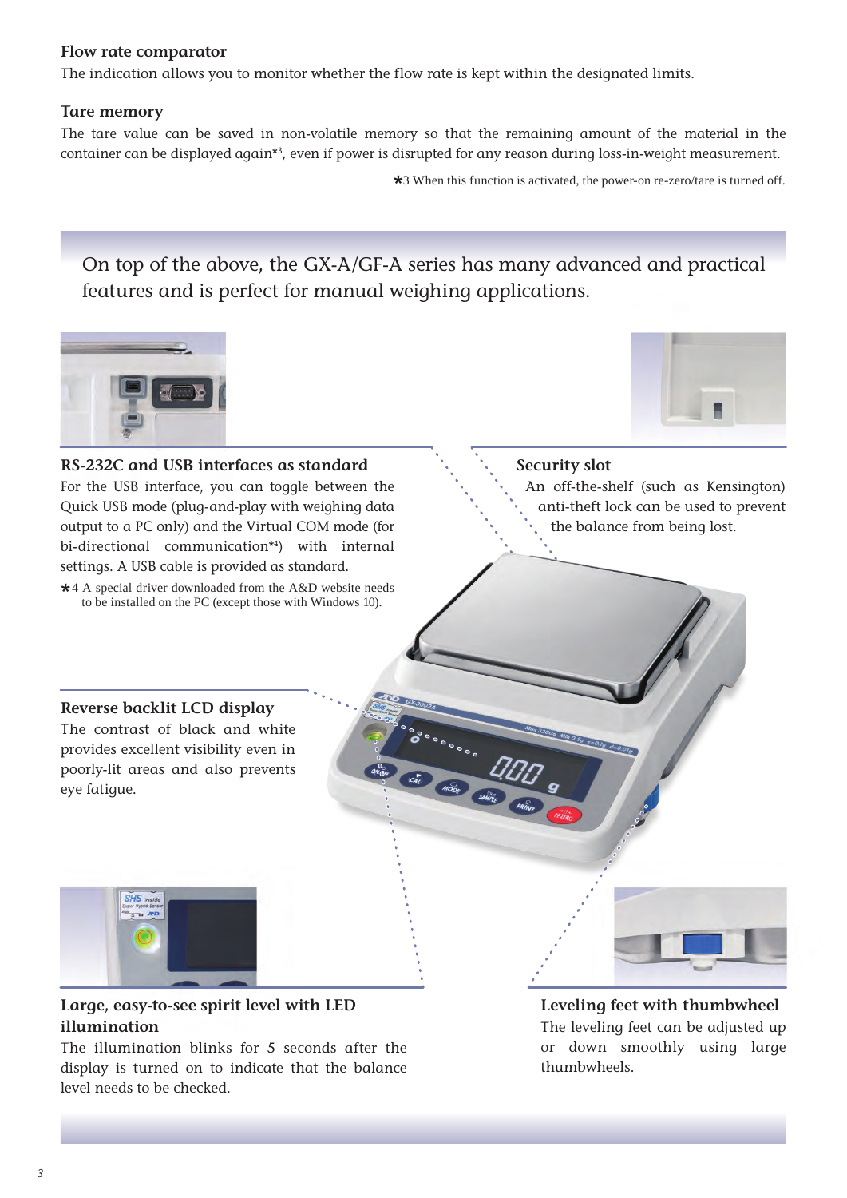### Flow rate comparator

The indication allows you to monitor whether the flow rate is kept within the designated limits.

### Tare memory

The tare value can be saved in non-volatile memory so that the remaining amount of the material in the container can be displayed again*3, even if power is disrupted for any reason during loss-in-weight measurement.

*3 When this function is activated, the power-on re-zero/tare is turned off.

## On top of the above, the GX-A/GF-A series has many advanced and practical features and is perfect for manual weighing applications.

### RS-232C and USB interfaces as standard

For the USB interface, you can toggle between the Quick USB mode (plug-and-play with weighing data output to a PC only) and the Virtual COM mode (for bi-directional communication*4) with internal settings. A USB cable is provided as standard.

*4 A special driver downloaded from the A&D website needs to be installed on the PC (except those with Windows 10).

### Security slot

An off-the-shelf (such as Kensington) anti-theft lock can be used to prevent the balance from being lost.

### Reverse backlit LCD display

The contrast of black and white provides excellent visibility even in poorly-lit areas and also prevents eye fatigue.

### Large, easy-to-see spirit level with LED illumination

The illumination blinks for 5 seconds after the display is turned on to indicate that the balance level needs to be checked.

### Leveling feet with thumbwheel

The leveling feet can be adjusted up or down smoothly using large thumbwheels.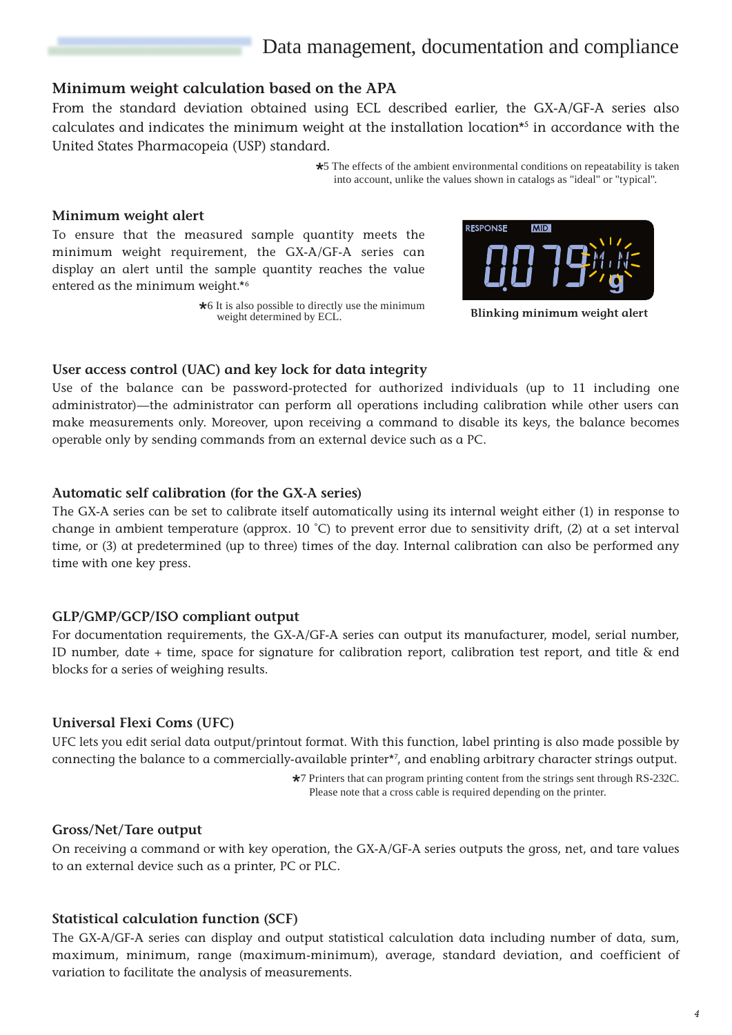# Data management, documentation and compliance

## Minimum weight calculation based on the APA

From the standard deviation obtained using ECL described earlier, the GX-A/GF-A series also calculates and indicates the minimum weight at the installation location*[5] in accordance with the United States Pharmacopeia (USP) standard.

*5 The effects of the ambient environmental conditions on repeatability is taken into account, unlike the values shown in catalogs as "ideal" or "typical".

## Minimum weight alert

To ensure that the measured sample quantity meets the minimum weight requirement, the GX-A/GF-A series can display an alert until the sample quantity reaches the value entered as the minimum weight.*[6]

*6 It is also possible to directly use the minimum weight determined by ECL.

Blinking minimum weight alert

## User access control (UAC) and key lock for data integrity

Use of the balance can be password-protected for authorized individuals (up to 11 including one administrator)—the administrator can perform all operations including calibration while other users can make measurements only. Moreover, upon receiving a command to disable its keys, the balance becomes operable only by sending commands from an external device such as a PC.

## Automatic self calibration (for the GX-A series)

The GX-A series can be set to calibrate itself automatically using its internal weight either (1) in response to change in ambient temperature (approx. 10 ˚C) to prevent error due to sensitivity drift, (2) at a set interval time, or (3) at predetermined (up to three) times of the day. Internal calibration can also be performed any time with one key press.

## GLP/GMP/GCP/ISO compliant output

For documentation requirements, the GX-A/GF-A series can output its manufacturer, model, serial number, ID number, date + time, space for signature for calibration report, calibration test report, and title & end blocks for a series of weighing results.

## Universal Flexi Coms (UFC)

UFC lets you edit serial data output/printout format. With this function, label printing is also made possible by connecting the balance to a commercially-available printer*[7], and enabling arbitrary character strings output.

*7 Printers that can program printing content from the strings sent through RS-232C. Please note that a cross cable is required depending on the printer.

## Gross/Net/Tare output

On receiving a command or with key operation, the GX-A/GF-A series outputs the gross, net, and tare values to an external device such as a printer, PC or PLC.

## Statistical calculation function (SCF)

The GX-A/GF-A series can display and output statistical calculation data including number of data, sum, maximum, minimum, range (maximum-minimum), average, standard deviation, and coefficient of variation to facilitate the analysis of measurements.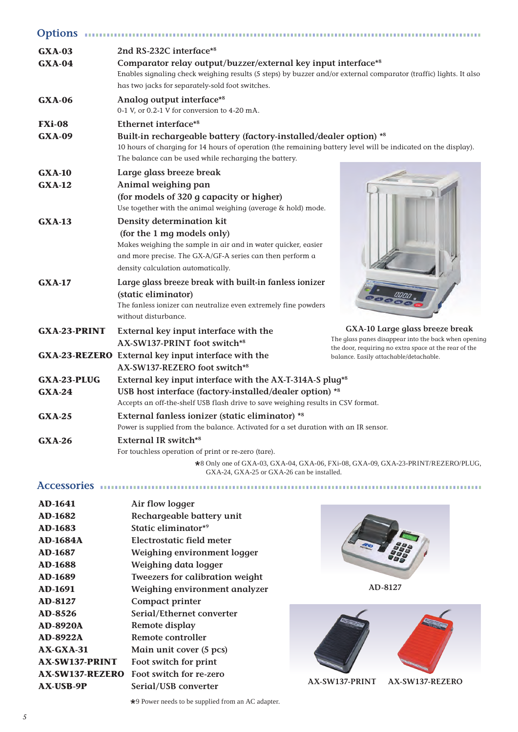## Options

| | |
|---|---|
| **GXA-03** | **2nd RS-232C interface*8** |
| **GXA-04** | **Comparator relay output/buzzer/external key input interface*8**<br>Enables signaling check weighing results (5 steps) by buzzer and/or external comparator (traffic) lights. It also has two jacks for separately-sold foot switches. |
| **GXA-06** | **Analog output interface*8**<br>0-1 V, or 0.2-1 V for conversion to 4-20 mA. |
| **FXi-08** | **Ethernet interface*8** |
| **GXA-09** | **Built-in rechargeable battery (factory-installed/dealer option) *8**<br>10 hours of charging for 14 hours of operation (the remaining battery level will be indicated on the display). The balance can be used while recharging the battery. |
| **GXA-10** | **Large glass breeze break** |
| **GXA-12** | **Animal weighing pan (for models of 320 g capacity or higher)**<br>Use together with the animal weighing (average & hold) mode. |
| **GXA-13** | **Density determination kit (for the 1 mg models only)**<br>Makes weighing the sample in air and in water quicker, easier and more precise. The GX-A/GF-A series can then perform a density calculation automatically. |
| **GXA-17** | **Large glass breeze break with built-in fanless ionizer (static eliminator)**<br>The fanless ionizer can neutralize even extremely fine powders without disturbance. |
| **GXA-23-PRINT** | **External key input interface with the AX-SW137-PRINT foot switch*8** |
| **GXA-23-REZERO** | **External key input interface with the AX-SW137-REZERO foot switch*8** |
| **GXA-23-PLUG** | **External key input interface with the AX-T-314A-S plug*8** |
| **GXA-24** | **USB host interface (factory-installed/dealer option) *8**<br>Accepts an off-the-shelf USB flash drive to save weighing results in CSV format. |
| **GXA-25** | **External fanless ionizer (static eliminator) *8**<br>Power is supplied from the balance. Activated for a set duration with an IR sensor. |
| **GXA-26** | **External IR switch*8**<br>For touchless operation of print or re-zero (tare). |

**GXA-10 Large glass breeze break**
The glass panes disappear into the back when opening the door, requiring no extra space at the rear of the balance. Easily attachable/detachable.

*8 Only one of GXA-03, GXA-04, GXA-06, FXi-08, GXA-09, GXA-23-PRINT/REZERO/PLUG, GXA-24, GXA-25 or GXA-26 can be installed.

## Accessories

| | |
|---|---|
| **AD-1641** | **Air flow logger** |
| **AD-1682** | **Rechargeable battery unit** |
| **AD-1683** | **Static eliminator*9** |
| **AD-1684A** | **Electrostatic field meter** |
| **AD-1687** | **Weighing environment logger** |
| **AD-1688** | **Weighing data logger** |
| **AD-1689** | **Tweezers for calibration weight** |
| **AD-1691** | **Weighing environment analyzer** |
| **AD-8127** | **Compact printer** |
| **AD-8526** | **Serial/Ethernet converter** |
| **AD-8920A** | **Remote display** |
| **AD-8922A** | **Remote controller** |
| **AX-GXA-31** | **Main unit cover (5 pcs)** |
| **AX-SW137-PRINT** | **Foot switch for print** |
| **AX-SW137-REZERO** | **Foot switch for re-zero** |
| **AX-USB-9P** | **Serial/USB converter** |

AD-8127

AX-SW137-PRINT AX-SW137-REZERO

*9 Power needs to be supplied from an AC adapter.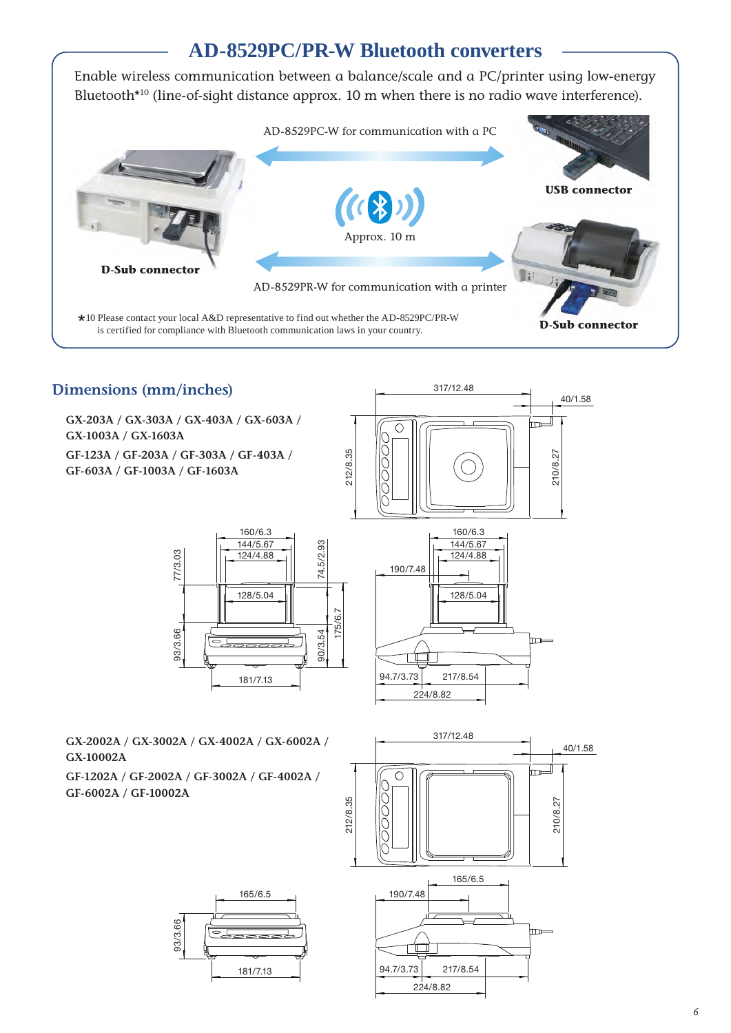## AD-8529PC/PR-W Bluetooth converters

Enable wireless communication between a balance/scale and a PC/printer using low-energy Bluetooth*10 (line-of-sight distance approx. 10 m when there is no radio wave interference).

AD-8529PC-W for communication with a PC

USB connector

Approx. 10 m

D-Sub connector

AD-8529PR-W for communication with a printer

D-Sub connector

*10 Please contact your local A&D representative to find out whether the AD-8529PC/PR-W is certified for compliance with Bluetooth communication laws in your country.

## Dimensions (mm/inches)

**GX-203A / GX-303A / GX-403A / GX-603A / GX-1003A / GX-1603A**

**GF-123A / GF-203A / GF-303A / GF-403A / GF-603A / GF-1003A / GF-1603A**

317/12.48, 40/1.58, 212/8.35, 210/8.27

160/6.3, 144/5.67, 124/4.88, 128/5.04, 77/3.03, 74.5/2.93, 175/6.7, 93/3.66, 90/3.54, 181/7.13

160/6.3, 144/5.67, 124/4.88, 190/7.48, 128/5.04, 94.7/3.73, 217/8.54, 224/8.82

**GX-2002A / GX-3002A / GX-4002A / GX-6002A / GX-10002A**

**GF-1202A / GF-2002A / GF-3002A / GF-4002A / GF-6002A / GF-10002A**

317/12.48, 40/1.58, 212/8.35, 210/8.27

165/6.5, 93/3.66, 181/7.13

165/6.5, 190/7.48, 94.7/3.73, 217/8.54, 224/8.82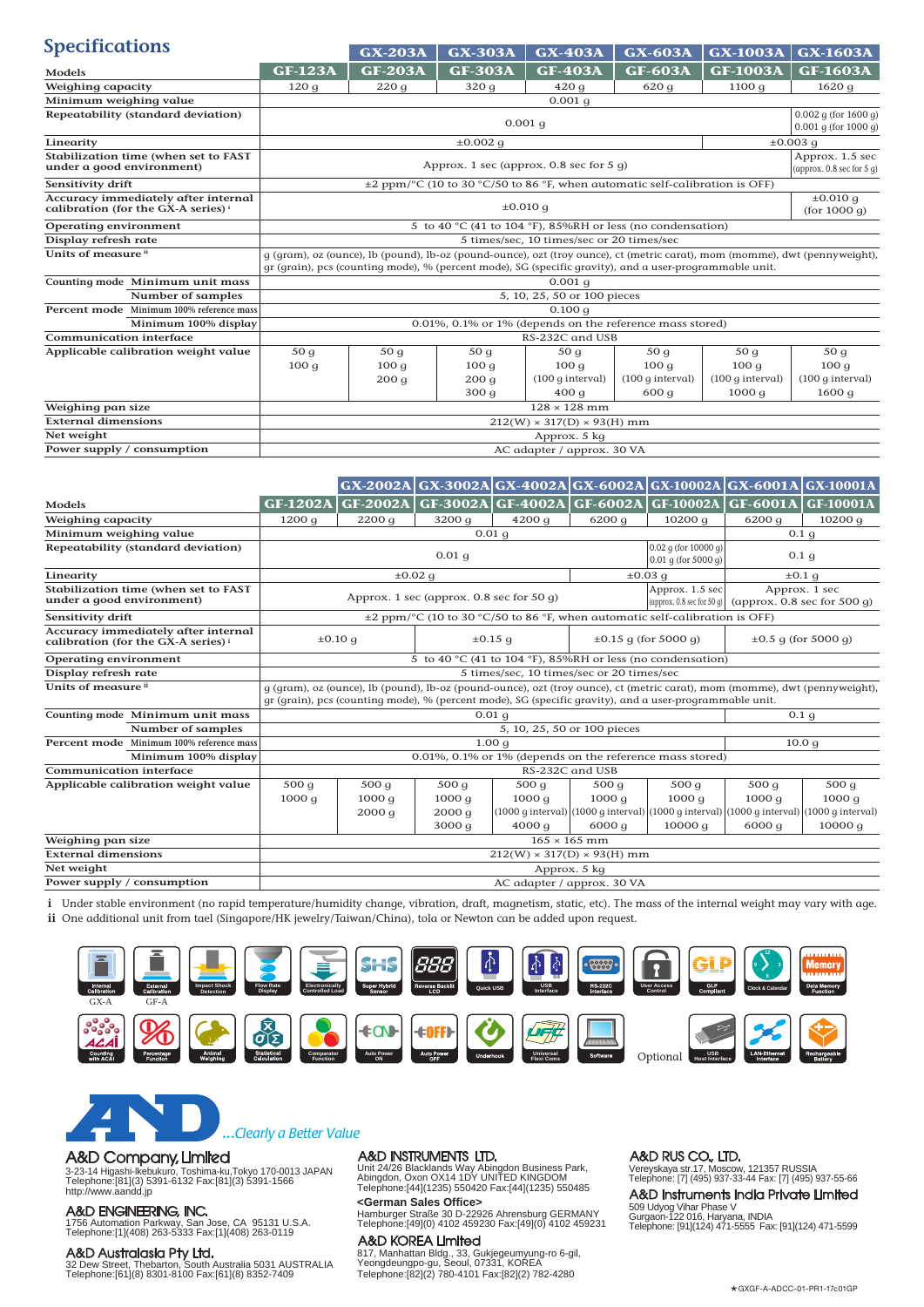# Specifications

| Models | GF-123A | GX-203A / GF-203A | GX-303A / GF-303A | GX-403A / GF-403A | GX-603A / GF-603A | GX-1003A / GF-1003A | GX-1603A / GF-1603A |
|---|---|---|---|---|---|---|---|
| Weighing capacity | 120 g | 220 g | 320 g | 420 g | 620 g | 1100 g | 1620 g |
| Minimum weighing value | 0.001 g | | | | | | |
| Repeatability (standard deviation) | 0.001 g | | | | | | 0.002 g (for 1600 g) 0.001 g (for 1000 g) |
| Linearity | ±0.002 g | | | | | ±0.003 g | |
| Stabilization time (when set to FAST under a good environment) | Approx. 1 sec (approx. 0.8 sec for 5 g) | | | | | | Approx. 1.5 sec (approx. 0.8 sec for 5 g) |
| Sensitivity drift | ±2 ppm/°C (10 to 30 °C/50 to 86 °F, when automatic self-calibration is OFF) | | | | | | |
| Accuracy immediately after internal calibration (for the GX-A series) i | ±0.010 g | | | | | | ±0.010 g (for 1000 g) |
| Operating environment | 5 to 40 °C (41 to 104 °F), 85%RH or less (no condensation) | | | | | | |
| Display refresh rate | 5 times/sec, 10 times/sec or 20 times/sec | | | | | | |
| Units of measure ii | g (gram), oz (ounce), lb (pound), lb-oz (pound-ounce), ozt (troy ounce), ct (metric carat), mom (momme), dwt (pennyweight), gr (grain), pcs (counting mode), % (percent mode), SG (specific gravity), and a user-programmable unit. | | | | | | |
| Counting mode: Minimum unit mass | 0.001 g | | | | | | |
| Counting mode: Number of samples | 5, 10, 25, 50 or 100 pieces | | | | | | |
| Percent mode: Minimum 100% reference mass | 0.100 g | | | | | | |
| Percent mode: Minimum 100% display | 0.01%, 0.1% or 1% (depends on the reference mass stored) | | | | | | |
| Communication interface | RS-232C and USB | | | | | | |
| Applicable calibration weight value | 50 g 100 g | 50 g 100 g 200 g | 50 g 100 g 200 g 300 g | 50 g 100 g (100 g interval) 400 g | 50 g 100 g (100 g interval) 600 g | 50 g 100 g (100 g interval) 1000 g | 50 g 100 g (100 g interval) 1600 g |
| Weighing pan size | 128 × 128 mm | | | | | | |
| External dimensions | 212(W) × 317(D) × 93(H) mm | | | | | | |
| Net weight | Approx. 5 kg | | | | | | |
| Power supply / consumption | AC adapter / approx. 30 VA | | | | | | |

| Models | GF-1202A | GX-2002A / GF-2002A | GX-3002A / GF-3002A | GX-4002A / GF-4002A | GX-6002A / GF-6002A | GX-10002A / GF-10002A | GX-6001A / GF-6001A | GX-10001A / GF-10001A |
|---|---|---|---|---|---|---|---|---|
| Weighing capacity | 1200 g | 2200 g | 3200 g | 4200 g | 6200 g | 10200 g | 6200 g | 10200 g |
| Minimum weighing value | 0.01 g | | | | | | 0.1 g | |
| Repeatability (standard deviation) | 0.01 g | | | | | 0.02 g (for 10000 g) 0.01 g (for 5000 g) | 0.1 g | |
| Linearity | ±0.02 g | | | | ±0.03 g | | ±0.1 g | |
| Stabilization time (when set to FAST under a good environment) | Approx. 1 sec (approx. 0.8 sec for 50 g) | | | | | Approx. 1.5 sec (approx. 0.8 sec for 50 g) | Approx. 1 sec (approx. 0.8 sec for 500 g) | |
| Sensitivity drift | ±2 ppm/°C (10 to 30 °C/50 to 86 °F, when automatic self-calibration is OFF) | | | | | | | |
| Accuracy immediately after internal calibration (for the GX-A series) i | ±0.10 g | | ±0.15 g | | ±0.15 g (for 5000 g) | | ±0.5 g (for 5000 g) | |
| Operating environment | 5 to 40 °C (41 to 104 °F), 85%RH or less (no condensation) | | | | | | | |
| Display refresh rate | 5 times/sec, 10 times/sec or 20 times/sec | | | | | | | |
| Units of measure ii | g (gram), oz (ounce), lb (pound), lb-oz (pound-ounce), ozt (troy ounce), ct (metric carat), mom (momme), dwt (pennyweight), gr (grain), pcs (counting mode), % (percent mode), SG (specific gravity), and a user-programmable unit. | | | | | | | |
| Counting mode: Minimum unit mass | 0.01 g | | | | | | 0.1 g | |
| Counting mode: Number of samples | 5, 10, 25, 50 or 100 pieces | | | | | | | |
| Percent mode: Minimum 100% reference mass | 1.00 g | | | | | | 10.0 g | |
| Percent mode: Minimum 100% display | 0.01%, 0.1% or 1% (depends on the reference mass stored) | | | | | | | |
| Communication interface | RS-232C and USB | | | | | | | |
| Applicable calibration weight value | 500 g 1000 g | 500 g 1000 g 2000 g | 500 g 1000 g 2000 g 3000 g | 500 g 1000 g (1000 g interval) 4000 g | 500 g 1000 g (1000 g interval) 6000 g | 500 g 1000 g (1000 g interval) 10000 g | 500 g 1000 g (1000 g interval) 6000 g | 500 g 1000 g (1000 g interval) 10000 g |
| Weighing pan size | 165 × 165 mm | | | | | | | |
| External dimensions | 212(W) × 317(D) × 93(H) mm | | | | | | | |
| Net weight | Approx. 5 kg | | | | | | | |
| Power supply / consumption | AC adapter / approx. 30 VA | | | | | | | |

**i** Under stable environment (no rapid temperature/humidity change, vibration, draft, magnetism, static, etc). The mass of the internal weight may vary with age.
**ii** One additional unit from tael (Singapore/HK jewelry/Taiwan/China), tola or Newton can be added upon request.

Internal Calibration (GX-A), External Calibration (GF-A), Impact Shock Detection, Flow Rate Display, Electronically Controlled Load, Super Hybrid Sensor, Reverse Backlit LCD, Quick USB, USB Interface, RS-232C Interface, User Access Control, GLP Compliant, Clock & Calendar, Data Memory Function, Counting with ACAI, Percentage Function, Animal Weighing, Statistical Calculation, Comparator Function, Auto Power ON, Auto Power OFF, Underhook, Universal Flexi Coms, Software

Optional: USB Host Interface, LAN-Ethernet Interface, Rechargeable Battery

...Clearly a Better Value

**A&D Company, Limited**
3-23-14 Higashi-Ikebukuro, Toshima-ku,Tokyo 170-0013 JAPAN
Telephone:[81](3) 5391-6132 Fax:[81](3) 5391-1566
http://www.aandd.jp

**A&D ENGINEERING, INC.**
1756 Automation Parkway, San Jose, CA 95131 U.S.A.
Telephone:[1](408) 263-5333 Fax:[1](408) 263-0119

**A&D Australasia Pty Ltd.**
32 Dew Street, Thebarton, South Australia 5031 AUSTRALIA
Telephone:[61](8) 8301-8100 Fax:[61](8) 8352-7409

**A&D INSTRUMENTS LTD.**
Unit 24/26 Blacklands Way Abingdon Business Park, Abingdon, Oxon OX14 1DY UNITED KINGDOM
Telephone:[44](1235) 550420 Fax:[44](1235) 550485

**<German Sales Office>**
Hamburger Straße 30 D-22926 Ahrensburg GERMANY
Telephone:[49](0) 4102 459230 Fax:[49](0) 4102 459231

**A&D KOREA Limited**
817, Manhattan Bldg., 33, Gukjegeumyung-ro 6-gil, Yeongdeungpo-gu, Seoul, 07331, KOREA
Telephone:[82](2) 780-4101 Fax:[82](2) 782-4280

**A&D RUS CO., LTD.**
Vereyskaya str.17, Moscow, 121357 RUSSIA
Telephone: [7] (495) 937-33-44 Fax: [7] (495) 937-55-66

**A&D Instruments India Private Limited**
509 Udyog Vihar Phase V
Gurgaon-122 016, Haryana, INDIA
Telephone: [91](124) 471-5555 Fax: [91](124) 471-5599

★GXGF-A-ADCC-01-PR1-17c01GP